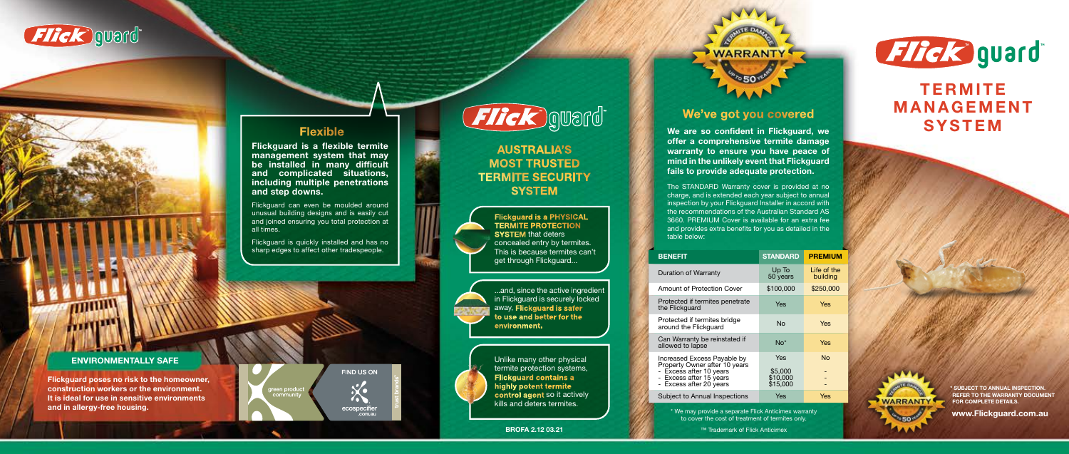# Flickguard™

## TERMITE MANAGEMENT SYSTEM

## Flexible

**Flickguard is a flexible termite management system that may be installed in many difficult and complicated situations, including multiple penetrations and step downs.**

Flickguard can even be moulded around unusual building designs and is easily cut and joined ensuring you total protection at all times.

Flickguard is quickly installed and has no sharp edges to affect other tradespeople.

## ENVIRONMENTALLY SAFE

**Flickguard poses no risk to the homeowner, construction workers or the environment. It is ideal for use in sensitive environments and in allergy-free housing.**

green product community

FIND US ON ecospecifier.com.au

## Flickguard™

## AUSTRALIA'S MOST TRUSTED TERMITE SECURITY SYSTEM

**Flickguard is a PHYSICAL TERMITE PROTECTION SYSTEM** that deters concealed entry by termites. This is because termites can't get through Flickguard...

...and, since the active ingredient in Flickguard is securely locked away, **Flickguard is safer to use and better for the environment.**

Unlike many other physical termite protection systems, **Flickguard contains a highly potent termite control agent** so it actively kills and deters termites.

BROFA 2.12 03.21

TERMITE DAMAGE WARRANTY UP TO 50 YEARS

## We've got you covered

**We are so confident in Flickguard, we offer a comprehensive termite damage warranty to ensure you have peace of mind in the unlikely event that Flickguard fails to provide adequate protection.**

The STANDARD Warranty cover is provided at no charge, and is extended each year subject to annual inspection by your Flickguard Installer in accord with the recommendations of the Australian Standard AS 3660. PREMIUM Cover is available for an extra fee and provides extra benefits for you as detailed in the table below:

| BENEFIT | STANDARD | PREMIUM |
|---|---|---|
| Duration of Warranty | Up To 50 years | Life of the building |
| Amount of Protection Cover | $100,000 | $250,000 |
| Protected if termites penetrate the Flickguard | Yes | Yes |
| Protected if termites bridge around the Flickguard | No | Yes |
| Can Warranty be reinstated if allowed to lapse | No* | Yes |
| Increased Excess Payable by Property Owner after 10 years | Yes | No |
| - Excess after 10 years | $5,000 | - |
| - Excess after 15 years | $10,000 | - |
| - Excess after 20 years | $15,000 | - |
| Subject to Annual Inspections | Yes | Yes |

\* We may provide a separate Flick Anticimex warranty to cover the cost of treatment of termites only.

™ Trademark of Flick Anticimex

\* SUBJECT TO ANNUAL INSPECTION. REFER TO THE WARRANTY DOCUMENT FOR COMPLETE DETAILS.

www.Flickguard.com.au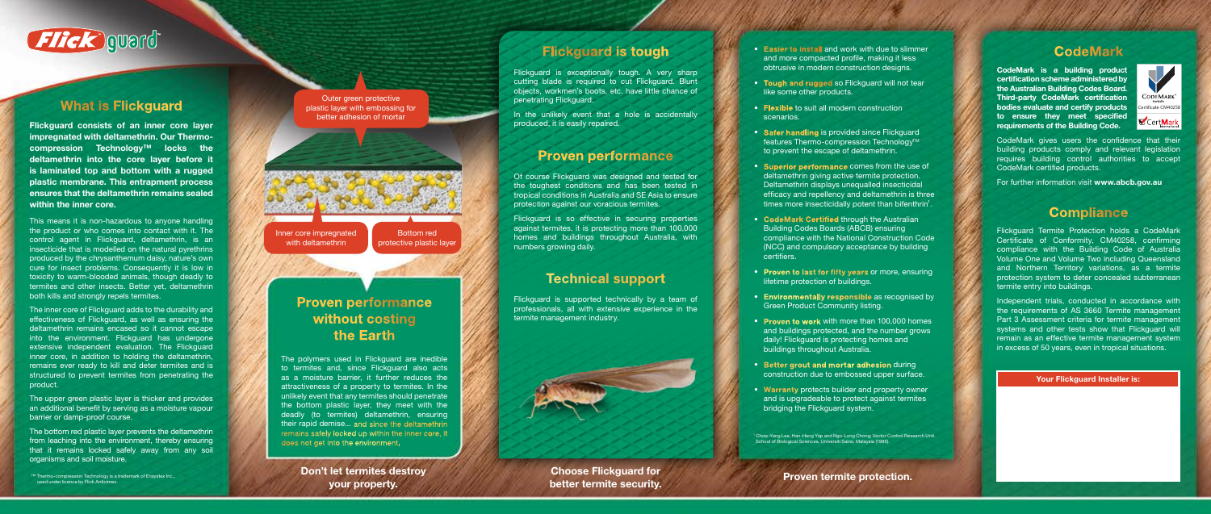# Flickguard

## What is Flickguard

**Flickguard consists of an inner core layer impregnated with deltamethrin. Our Thermo-compression Technology™ locks the deltamethrin into the core layer before it is laminated top and bottom with a rugged plastic membrane. This entrapment process ensures that the deltamethrin remains sealed within the inner core.**

This means it is non-hazardous to anyone handling the product or who comes into contact with it. The control agent in Flickguard, deltamethrin, is an insecticide that is modelled on the natural pyrethrins produced by the chrysanthemum daisy, nature's own cure for insect problems. Consequently it is low in toxicity to warm-blooded animals, though deadly to termites and other insects. Better yet, deltamethrin both kills and strongly repels termites.

The inner core of Flickguard adds to the durability and effectiveness of Flickguard, as well as ensuring the deltamethrin remains encased so it cannot escape into the environment. Flickguard has undergone extensive independent evaluation. The Flickguard inner core, in addition to holding the deltamethrin, remains ever ready to kill and deter termites and is structured to prevent termites from penetrating the product.

The upper green plastic layer is thicker and provides an additional benefit by serving as a moisture vapour barrier or damp-proof course.

The bottom red plastic layer prevents the deltamethrin from leaching into the environment, thereby ensuring that it remains locked safely away from any soil organisms and soil moisture.

™ Thermo-compression Technology is a trademark of Ensystex Inc., used under licence by Flick Anticimex.

Outer green protective plastic layer with embossing for better adhesion of mortar

Inner core impregnated with deltamethrin

Bottom red protective plastic layer

## Proven performance without costing the Earth

The polymers used in Flickguard are inedible to termites and, since Flickguard also acts as a moisture barrier, it further reduces the attractiveness of a property to termites. In the unlikely event that any termites should penetrate the bottom plastic layer, they meet with the deadly (to termites) deltamethrin, ensuring their rapid demise... and since the deltamethrin remains safely locked up within the inner core, it does not get into the environment.

**Don't let termites destroy your property.**

## Flickguard is tough

Flickguard is exceptionally tough. A very sharp cutting blade is required to cut Flickguard. Blunt objects, workmen's boots, etc. have little chance of penetrating Flickguard.

In the unlikely event that a hole is accidentally produced, it is easily repaired.

## Proven performance

Of course Flickguard was designed and tested for the toughest conditions and has been tested in tropical conditions in Australia and SE Asia to ensure protection against our voracious termites.

Flickguard is so effective in securing properties against termites, it is protecting more than 100,000 homes and buildings throughout Australia, with numbers growing daily.

## Technical support

Flickguard is supported technically by a team of professionals, all with extensive experience in the termite management industry.

**Choose Flickguard for better termite security.**

- **Easier to install** and work with due to slimmer and more compacted profile, making it less obtrusive in modern construction designs.
- **Tough and rugged** so Flickguard will not tear like some other products.
- **Flexible** to suit all modern construction scenarios.
- **Safer handling** is provided since Flickguard features Thermo-compression Technology™ to prevent the escape of deltamethrin.
- **Superior performance** comes from the use of deltamethrin giving active termite protection. Deltamethrin displays unequalled insecticidal efficacy and repellency and deltamethrin is three times more insecticidally potent than bifenthrin[1].
- **CodeMark Certified** through the Australian Building Codes Boards (ABCB) ensuring compliance with the National Construction Code (NCC) and compulsory acceptance by building certifiers.
- **Proven to last for fifty years** or more, ensuring lifetime protection of buildings.
- **Environmentally responsible** as recognised by Green Product Community listing.
- **Proven to work** with more than 100,000 homes and buildings protected, and the number grows daily! Flickguard is protecting homes and buildings throughout Australia.
- **Better grout and mortar adhesion** during construction due to embossed upper surface.
- **Warranty** protects builder and property owner and is upgradeable to protect against termites bridging the Flickguard system.

[1] Chow-Yang Lee, Han-Heng Yap and Ngo-Long Chong; Vector Control Research Unit, School of Biological Sciences, Universiti Sains, Malaysia (1998).

## CodeMark

**CodeMark is a building product certification scheme administered by the Australian Building Codes Board. Third-party CodeMark certification bodies evaluate and certify products to ensure they meet specified requirements of the Building Code.**

CODEMARK Australia Certificate CM40258

CertMark

CodeMark gives users the confidence that their building products comply and relevant legislation requires building control authorities to accept CodeMark certified products.

For further information visit **www.abcb.gov.au**

## Compliance

Flickguard Termite Protection holds a CodeMark Certificate of Conformity, CM40258, confirming compliance with the Building Code of Australia Volume One and Volume Two including Queensland and Northern Territory variations, as a termite protection system to deter concealed subterranean termite entry into buildings.

Independent trials, conducted in accordance with the requirements of AS 3660 Termite management Part 3 Assessment criteria for termite management systems and other tests show that Flickguard will remain as an effective termite management system in excess of 50 years, even in tropical situations.

**Your Flickguard Installer is:**

**Proven termite protection.**